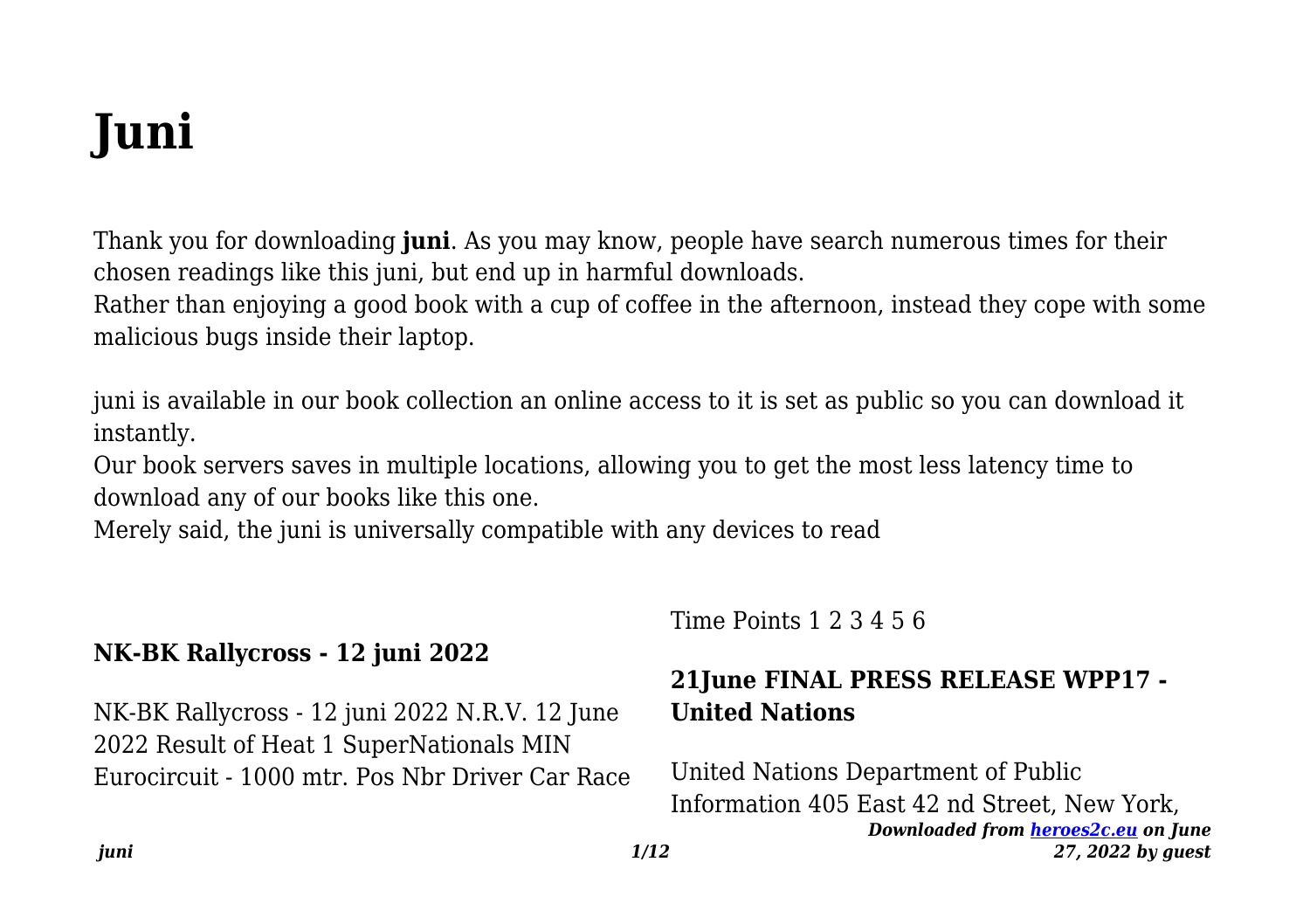# Juni

Thank you for downloading **juni**. As you may know, people have search numerous times for their chosen readings like this juni, but end up in harmful downloads.

Rather than enjoying a good book with a cup of coffee in the afternoon, instead they cope with some malicious bugs inside their laptop.

juni is available in our book collection an online access to it is set as public so you can download it instantly.

Our book servers saves in multiple locations, allowing you to get the most less latency time to download any of our books like this one.

Merely said, the juni is universally compatible with any devices to read

### NK-BK Rallycross - 12 juni 2022

NK-BK Rallycross - 12 juni 2022 N.R.V. 12 June 2022 Result of Heat 1 SuperNationals MIN Eurocircuit - 1000 mtr. Pos Nbr Driver Car Race Time Points 1 2 3 4 5 6

### 21June FINAL PRESS RELEASE WPP17 - United Nations

United Nations Department of Public Information 405 East 42 nd Street, New York,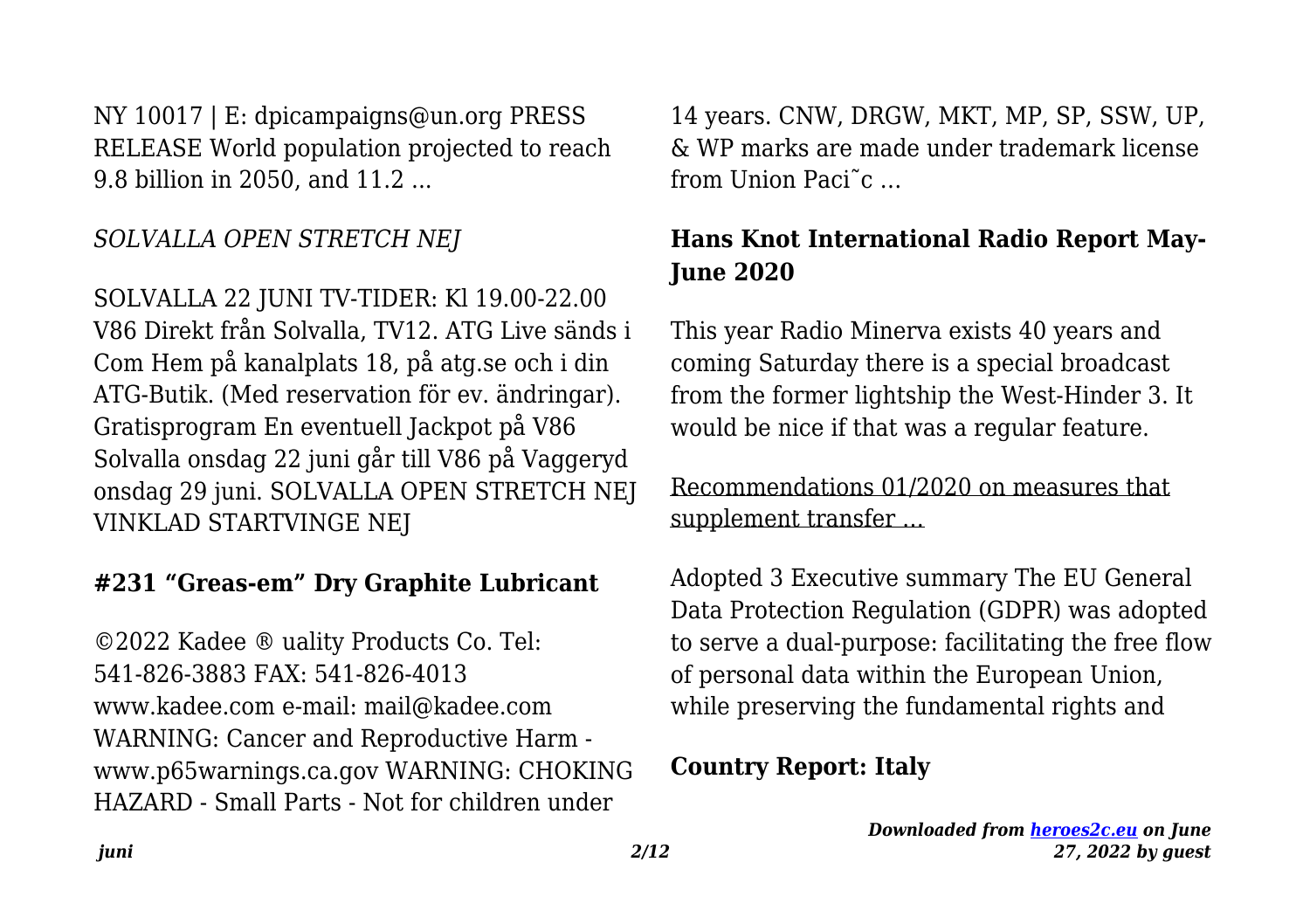NY 10017 | E: dpicampaigns@un.org PRESS RELEASE World population projected to reach 9.8 billion in 2050, and 11.2 ...

*SOLVALLA OPEN STRETCH NEJ*

SOLVALLA 22 JUNI TV-TIDER: Kl 19.00-22.00 V86 Direkt från Solvalla, TV12. ATG Live sänds i Com Hem på kanalplats 18, på atg.se och i din ATG-Butik. (Med reservation för ev. ändringar). Gratisprogram En eventuell Jackpot på V86 Solvalla onsdag 22 juni går till V86 på Vaggeryd onsdag 29 juni. SOLVALLA OPEN STRETCH NEJ VINKLAD STARTVINGE NEJ

**#231 "Greas-em" Dry Graphite Lubricant**

©2022 Kadee ® uality Products Co. Tel: 541-826-3883 FAX: 541-826-4013 www.kadee.com e-mail: mail@kadee.com WARNING: Cancer and Reproductive Harm - www.p65warnings.ca.gov WARNING: CHOKING HAZARD - Small Parts - Not for children under 14 years. CNW, DRGW, MKT, MP, SP, SSW, UP, & WP marks are made under trademark license from Union Paci˜c ...

**Hans Knot International Radio Report May-June 2020**

This year Radio Minerva exists 40 years and coming Saturday there is a special broadcast from the former lightship the West-Hinder 3. It would be nice if that was a regular feature.

Recommendations 01/2020 on measures that supplement transfer ...

Adopted 3 Executive summary The EU General Data Protection Regulation (GDPR) was adopted to serve a dual-purpose: facilitating the free flow of personal data within the European Union, while preserving the fundamental rights and

**Country Report: Italy**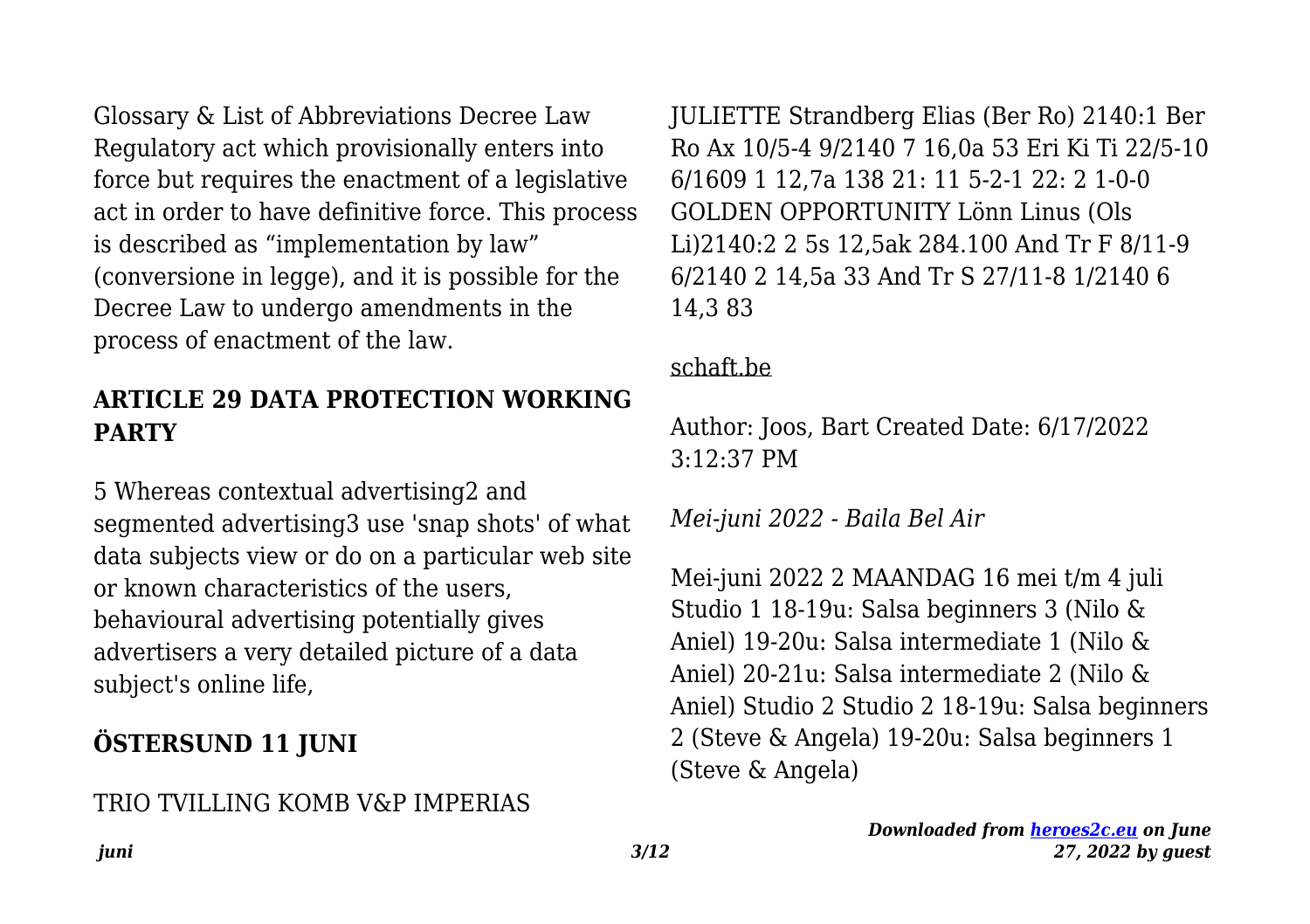Glossary & List of Abbreviations Decree Law Regulatory act which provisionally enters into force but requires the enactment of a legislative act in order to have definitive force. This process is described as "implementation by law" (conversione in legge), and it is possible for the Decree Law to undergo amendments in the process of enactment of the law.

## ARTICLE 29 DATA PROTECTION WORKING PARTY

5 Whereas contextual advertising2 and segmented advertising3 use 'snap shots' of what data subjects view or do on a particular web site or known characteristics of the users, behavioural advertising potentially gives advertisers a very detailed picture of a data subject's online life,

## ÖSTERSUND 11 JUNI

TRIO TVILLING KOMB V&P IMPERIAS JULIETTE Strandberg Elias (Ber Ro) 2140:1 Ber Ro Ax 10/5-4 9/2140 7 16,0a 53 Eri Ki Ti 22/5-10 6/1609 1 12,7a 138 21: 11 5-2-1 22: 2 1-0-0 GOLDEN OPPORTUNITY Lönn Linus (Ols Li)2140:2 2 5s 12,5ak 284.100 And Tr F 8/11-9 6/2140 2 14,5a 33 And Tr S 27/11-8 1/2140 6 14,3 83

schaft.be

Author: Joos, Bart Created Date: 6/17/2022 3:12:37 PM

*Mei-juni 2022 - Baila Bel Air*

Mei-juni 2022 2 MAANDAG 16 mei t/m 4 juli Studio 1 18-19u: Salsa beginners 3 (Nilo & Aniel) 19-20u: Salsa intermediate 1 (Nilo & Aniel) 20-21u: Salsa intermediate 2 (Nilo & Aniel) Studio 2 Studio 2 18-19u: Salsa beginners 2 (Steve & Angela) 19-20u: Salsa beginners 1 (Steve & Angela)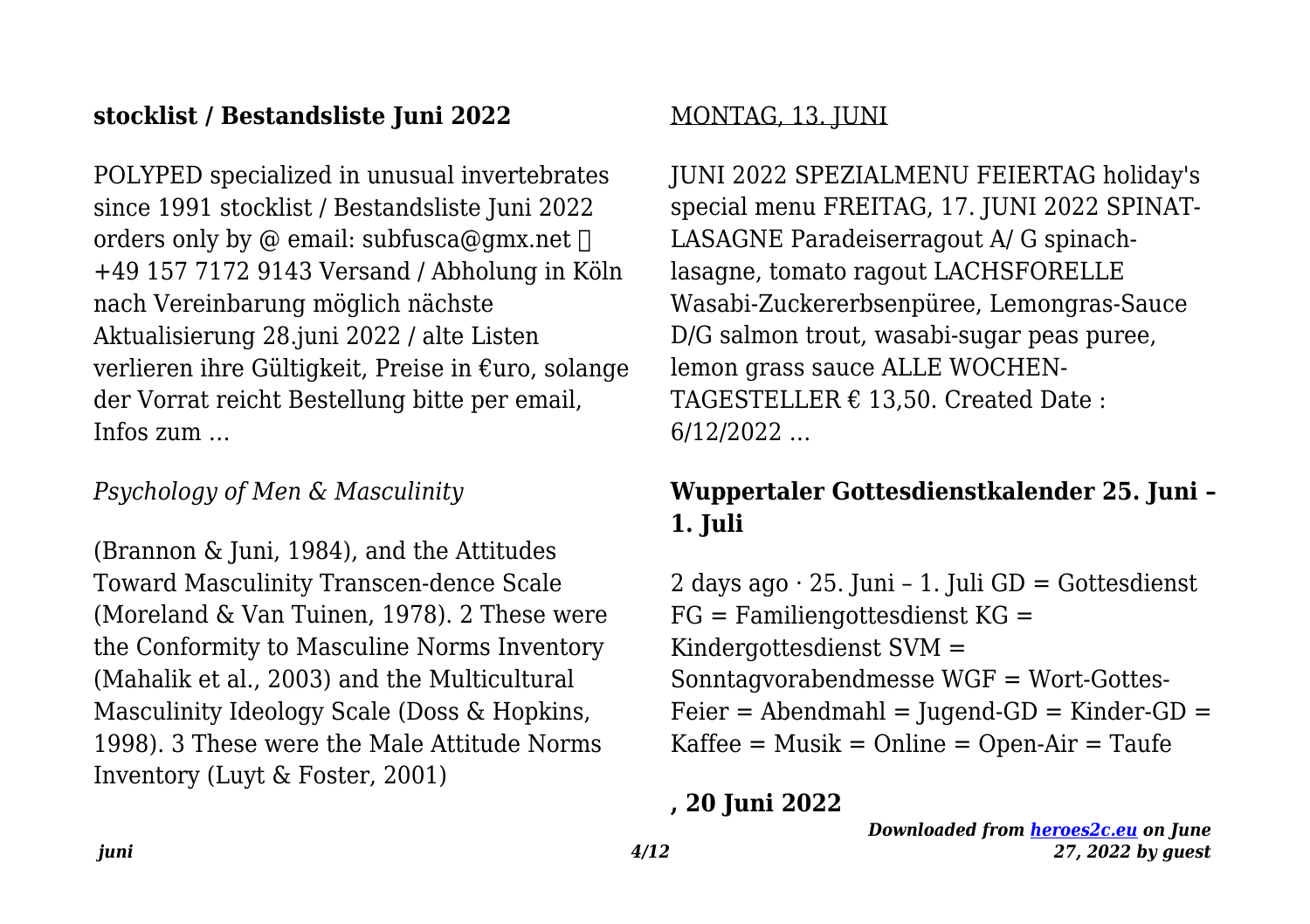### stocklist / Bestandsliste Juni 2022

POLYPED specialized in unusual invertebrates since 1991 stocklist / Bestandsliste Juni 2022 orders only by @ email: subfusca@gmx.net  +49 157 7172 9143 Versand / Abholung in Köln nach Vereinbarung möglich nächste Aktualisierung 28.juni 2022 / alte Listen verlieren ihre Gültigkeit, Preise in €uro, solange der Vorrat reicht Bestellung bitte per email, Infos zum …

*Psychology of Men & Masculinity*

(Brannon & Juni, 1984), and the Attitudes Toward Masculinity Transcen-dence Scale (Moreland & Van Tuinen, 1978). 2 These were the Conformity to Masculine Norms Inventory (Mahalik et al., 2003) and the Multicultural Masculinity Ideology Scale (Doss & Hopkins, 1998). 3 These were the Male Attitude Norms Inventory (Luyt & Foster, 2001)

MONTAG, 13. JUNI

JUNI 2022 SPEZIALMENU FEIERTAG holiday's special menu FREITAG, 17. JUNI 2022 SPINAT-LASAGNE Paradeiserragout A/ G spinach-lasagne, tomato ragout LACHSFORELLE Wasabi-Zuckererbsenpüree, Lemongras-Sauce D/G salmon trout, wasabi-sugar peas puree, lemon grass sauce ALLE WOCHEN-TAGESTELLER € 13,50. Created Date : 6/12/2022 …

### Wuppertaler Gottesdienstkalender 25. Juni – 1. Juli

2 days ago · 25. Juni – 1. Juli GD = Gottesdienst FG = Familiengottesdienst KG = Kindergottesdienst SVM = Sonntagvorabendmesse WGF = Wort-Gottes-Feier = Abendmahl = Jugend-GD = Kinder-GD = Kaffee = Musik = Online = Open-Air = Taufe

### , 20 Juni 2022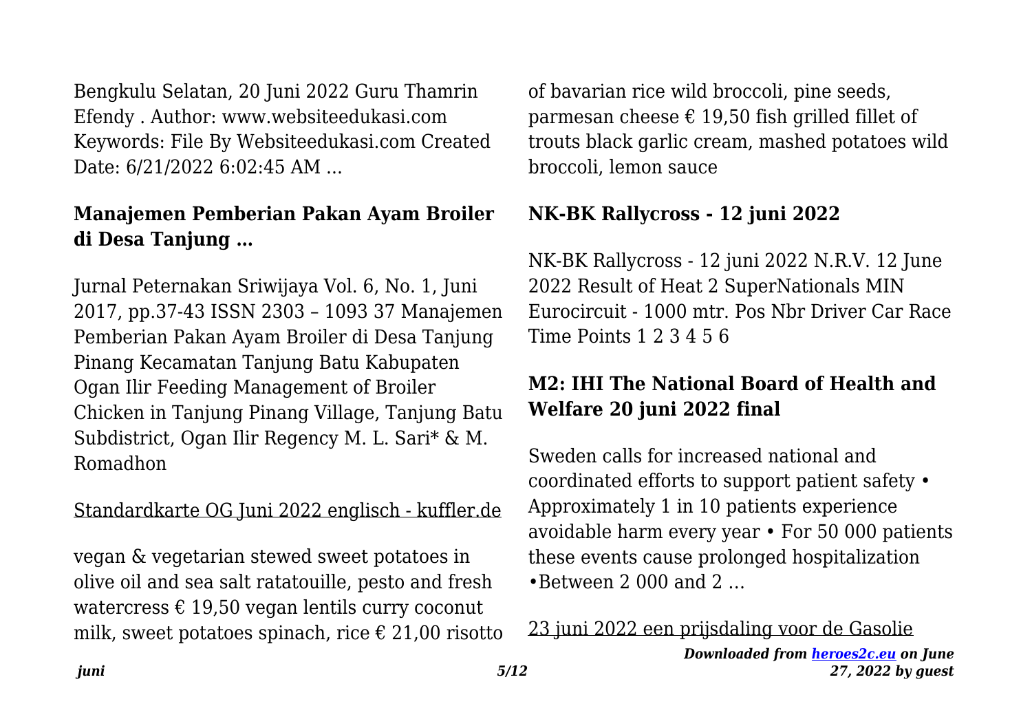Bengkulu Selatan, 20 Juni 2022 Guru Thamrin Efendy . Author: www.websiteedukasi.com Keywords: File By Websiteedukasi.com Created Date: 6/21/2022 6:02:45 AM ...

## Manajemen Pemberian Pakan Ayam Broiler di Desa Tanjung …

Jurnal Peternakan Sriwijaya Vol. 6, No. 1, Juni 2017, pp.37-43 ISSN 2303 – 1093 37 Manajemen Pemberian Pakan Ayam Broiler di Desa Tanjung Pinang Kecamatan Tanjung Batu Kabupaten Ogan Ilir Feeding Management of Broiler Chicken in Tanjung Pinang Village, Tanjung Batu Subdistrict, Ogan Ilir Regency M. L. Sari* & M. Romadhon

Standardkarte OG Juni 2022 englisch - kuffler.de

vegan & vegetarian stewed sweet potatoes in olive oil and sea salt ratatouille, pesto and fresh watercress € 19,50 vegan lentils curry coconut milk, sweet potatoes spinach, rice € 21,00 risotto of bavarian rice wild broccoli, pine seeds, parmesan cheese € 19,50 fish grilled fillet of trouts black garlic cream, mashed potatoes wild broccoli, lemon sauce

## NK-BK Rallycross - 12 juni 2022

NK-BK Rallycross - 12 juni 2022 N.R.V. 12 June 2022 Result of Heat 2 SuperNationals MIN Eurocircuit - 1000 mtr. Pos Nbr Driver Car Race Time Points 1 2 3 4 5 6

## M2: IHI The National Board of Health and Welfare 20 juni 2022 final

Sweden calls for increased national and coordinated efforts to support patient safety • Approximately 1 in 10 patients experience avoidable harm every year • For 50 000 patients these events cause prolonged hospitalization •Between 2 000 and 2 …

23 juni 2022 een prijsdaling voor de Gasolie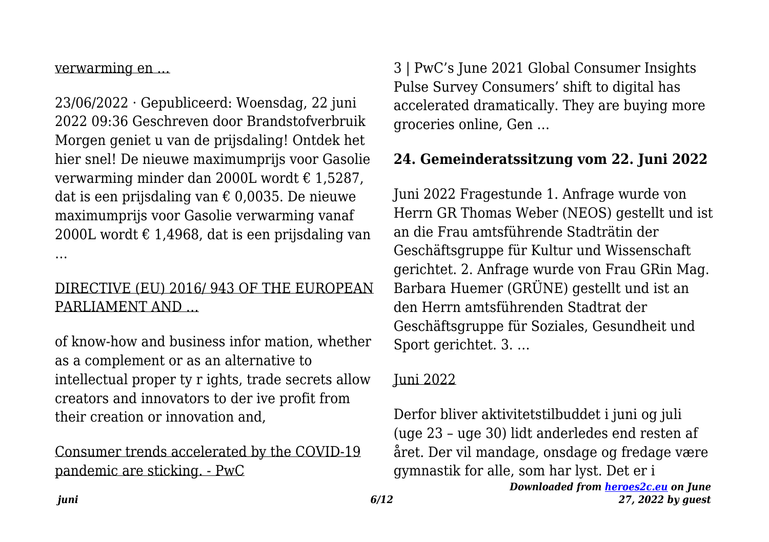verwarming en …

23/06/2022 · Gepubliceerd: Woensdag, 22 juni 2022 09:36 Geschreven door Brandstofverbruik Morgen geniet u van de prijsdaling! Ontdek het hier snel! De nieuwe maximumprijs voor Gasolie verwarming minder dan 2000L wordt € 1,5287, dat is een prijsdaling van € 0,0035. De nieuwe maximumprijs voor Gasolie verwarming vanaf 2000L wordt € 1,4968, dat is een prijsdaling van …

DIRECTIVE (EU) 2016/ 943 OF THE EUROPEAN PARLIAMENT AND …

of know-how and business infor mation, whether as a complement or as an alternative to intellectual proper ty r ights, trade secrets allow creators and innovators to der ive profit from their creation or innovation and,

Consumer trends accelerated by the COVID-19 pandemic are sticking. - PwC

3 | PwC's June 2021 Global Consumer Insights Pulse Survey Consumers' shift to digital has accelerated dramatically. They are buying more groceries online, Gen …

## 24. Gemeinderatssitzung vom 22. Juni 2022

Juni 2022 Fragestunde 1. Anfrage wurde von Herrn GR Thomas Weber (NEOS) gestellt und ist an die Frau amtsführende Stadträtin der Geschäftsgruppe für Kultur und Wissenschaft gerichtet. 2. Anfrage wurde von Frau GRin Mag. Barbara Huemer (GRÜNE) gestellt und ist an den Herrn amtsführenden Stadtrat der Geschäftsgruppe für Soziales, Gesundheit und Sport gerichtet. 3. …

Juni 2022

Derfor bliver aktivitetstilbuddet i juni og juli (uge 23 – uge 30) lidt anderledes end resten af året. Der vil mandage, onsdage og fredage være gymnastik for alle, som har lyst. Det er i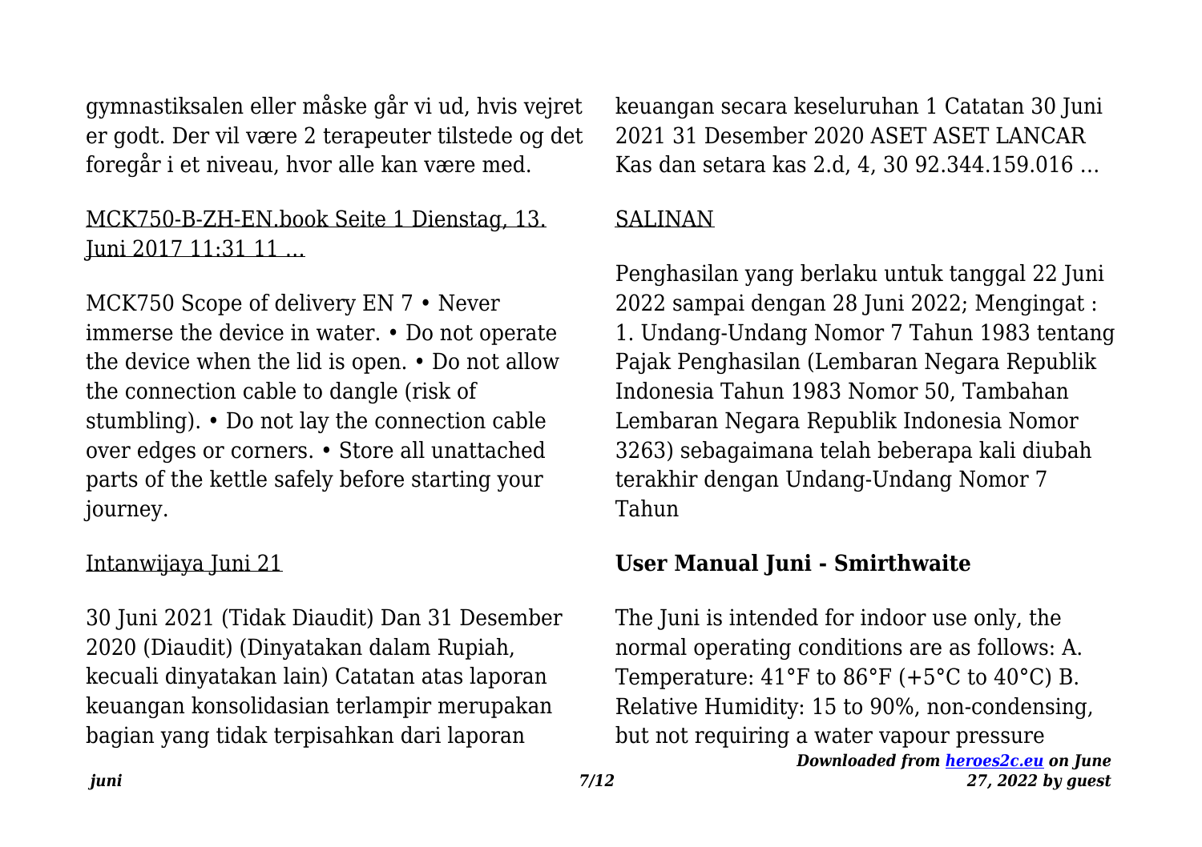gymnastiksalen eller måske går vi ud, hvis vejret er godt. Der vil være 2 terapeuter tilstede og det foregår i et niveau, hvor alle kan være med.

## MCK750-B-ZH-EN.book Seite 1 Dienstag, 13. Juni 2017 11:31 11 ...

MCK750 Scope of delivery EN 7 • Never immerse the device in water. • Do not operate the device when the lid is open. • Do not allow the connection cable to dangle (risk of stumbling). • Do not lay the connection cable over edges or corners. • Store all unattached parts of the kettle safely before starting your journey.

## Intanwijaya Juni 21

30 Juni 2021 (Tidak Diaudit) Dan 31 Desember 2020 (Diaudit) (Dinyatakan dalam Rupiah, kecuali dinyatakan lain) Catatan atas laporan keuangan konsolidasian terlampir merupakan bagian yang tidak terpisahkan dari laporan keuangan secara keseluruhan 1 Catatan 30 Juni 2021 31 Desember 2020 ASET ASET LANCAR Kas dan setara kas 2.d, 4, 30 92.344.159.016 ...

## SALINAN

Penghasilan yang berlaku untuk tanggal 22 Juni 2022 sampai dengan 28 Juni 2022; Mengingat : 1. Undang-Undang Nomor 7 Tahun 1983 tentang Pajak Penghasilan (Lembaran Negara Republik Indonesia Tahun 1983 Nomor 50, Tambahan Lembaran Negara Republik Indonesia Nomor 3263) sebagaimana telah beberapa kali diubah terakhir dengan Undang-Undang Nomor 7 Tahun

## User Manual Juni - Smirthwaite

The Juni is intended for indoor use only, the normal operating conditions are as follows: A. Temperature: 41°F to 86°F (+5°C to 40°C) B. Relative Humidity: 15 to 90%, non-condensing, but not requiring a water vapour pressure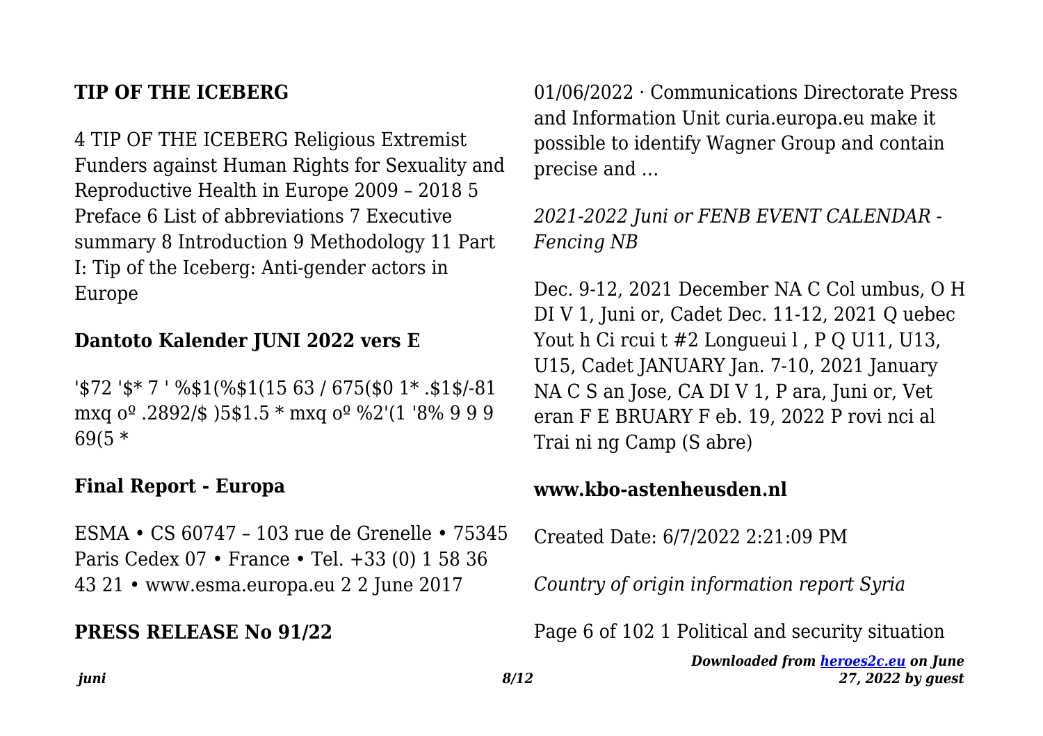## TIP OF THE ICEBERG

4 TIP OF THE ICEBERG Religious Extremist Funders against Human Rights for Sexuality and Reproductive Health in Europe 2009 – 2018 5 Preface 6 List of abbreviations 7 Executive summary 8 Introduction 9 Methodology 11 Part I: Tip of the Iceberg: Anti-gender actors in Europe

## Dantoto Kalender JUNI 2022 vers E

'$72 '$* 7 ' %$1(%$1(15 63 / 675($0 1* .$1$/-81 mxq oº .2892/$ )5$1.5 * mxq oº %2'(1 '8% 9 9 9 69(5 *

## Final Report - Europa

ESMA • CS 60747 – 103 rue de Grenelle • 75345 Paris Cedex 07 • France • Tel. +33 (0) 1 58 36 43 21 • www.esma.europa.eu 2 2 June 2017

## PRESS RELEASE No 91/22

01/06/2022 · Communications Directorate Press and Information Unit curia.europa.eu make it possible to identify Wagner Group and contain precise and …

*2021-2022 Juni or FENB EVENT CALENDAR - Fencing NB*

Dec. 9-12, 2021 December NA C Col umbus, O H DI V 1, Juni or, Cadet Dec. 11-12, 2021 Q uebec Yout h Ci rcui t #2 Longueui l , P Q U11, U13, U15, Cadet JANUARY Jan. 7-10, 2021 January NA C S an Jose, CA DI V 1, P ara, Juni or, Vet eran F E BRUARY F eb. 19, 2022 P rovi nci al Trai ni ng Camp (S abre)

## www.kbo-astenheusden.nl

Created Date: 6/7/2022 2:21:09 PM

*Country of origin information report Syria*

Page 6 of 102 1 Political and security situation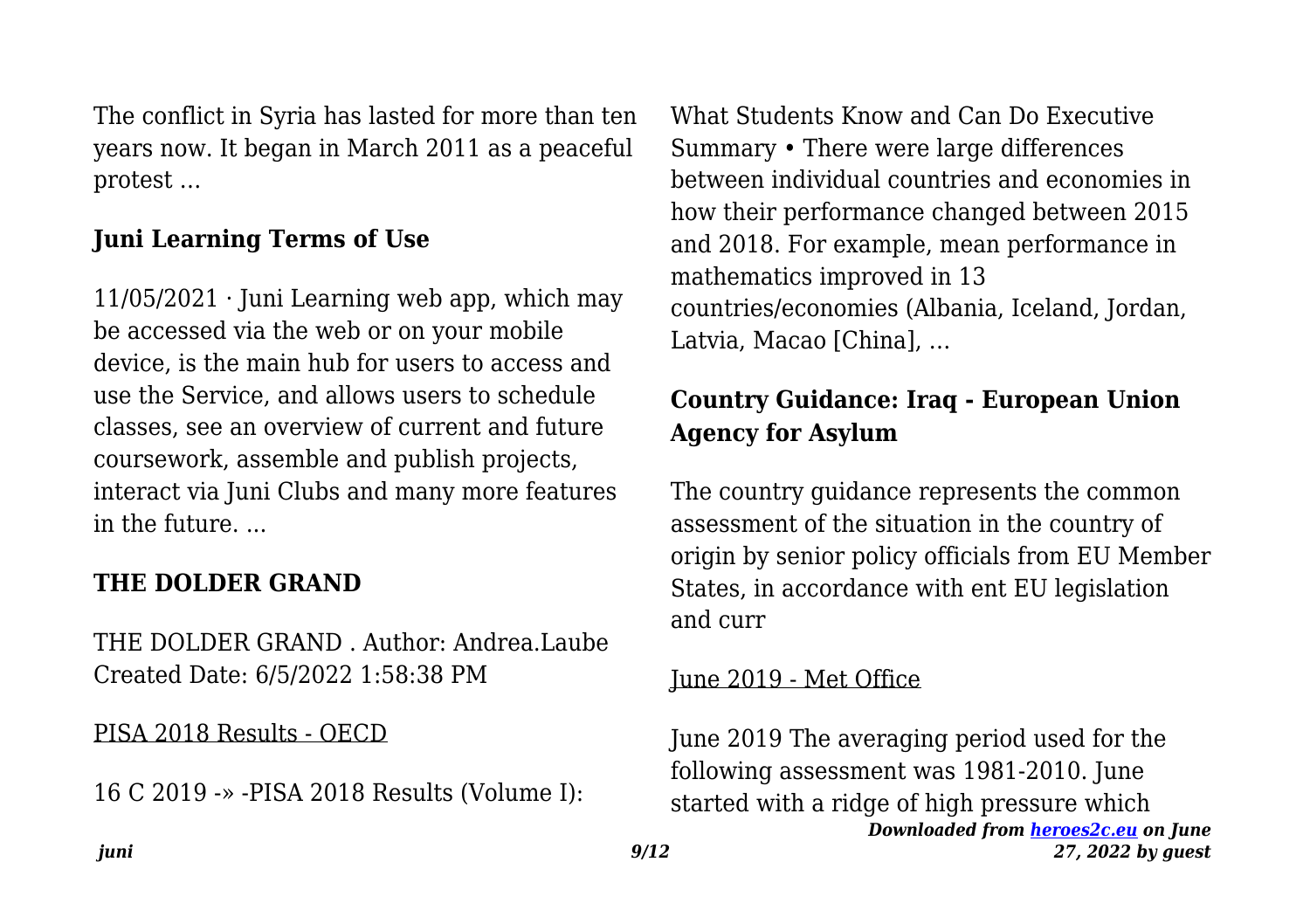The conflict in Syria has lasted for more than ten years now. It began in March 2011 as a peaceful protest …

## Juni Learning Terms of Use

11/05/2021 · Juni Learning web app, which may be accessed via the web or on your mobile device, is the main hub for users to access and use the Service, and allows users to schedule classes, see an overview of current and future coursework, assemble and publish projects, interact via Juni Clubs and many more features in the future. ...

## THE DOLDER GRAND

THE DOLDER GRAND . Author: Andrea.Laube Created Date: 6/5/2022 1:58:38 PM

PISA 2018 Results - OECD

16 C 2019 -» -PISA 2018 Results (Volume I): What Students Know and Can Do Executive Summary • There were large differences between individual countries and economies in how their performance changed between 2015 and 2018. For example, mean performance in mathematics improved in 13 countries/economies (Albania, Iceland, Jordan, Latvia, Macao [China], …

## Country Guidance: Iraq - European Union Agency for Asylum

The country guidance represents the common assessment of the situation in the country of origin by senior policy officials from EU Member States, in accordance with ent EU legislation and curr

June 2019 - Met Office

June 2019 The averaging period used for the following assessment was 1981-2010. June started with a ridge of high pressure which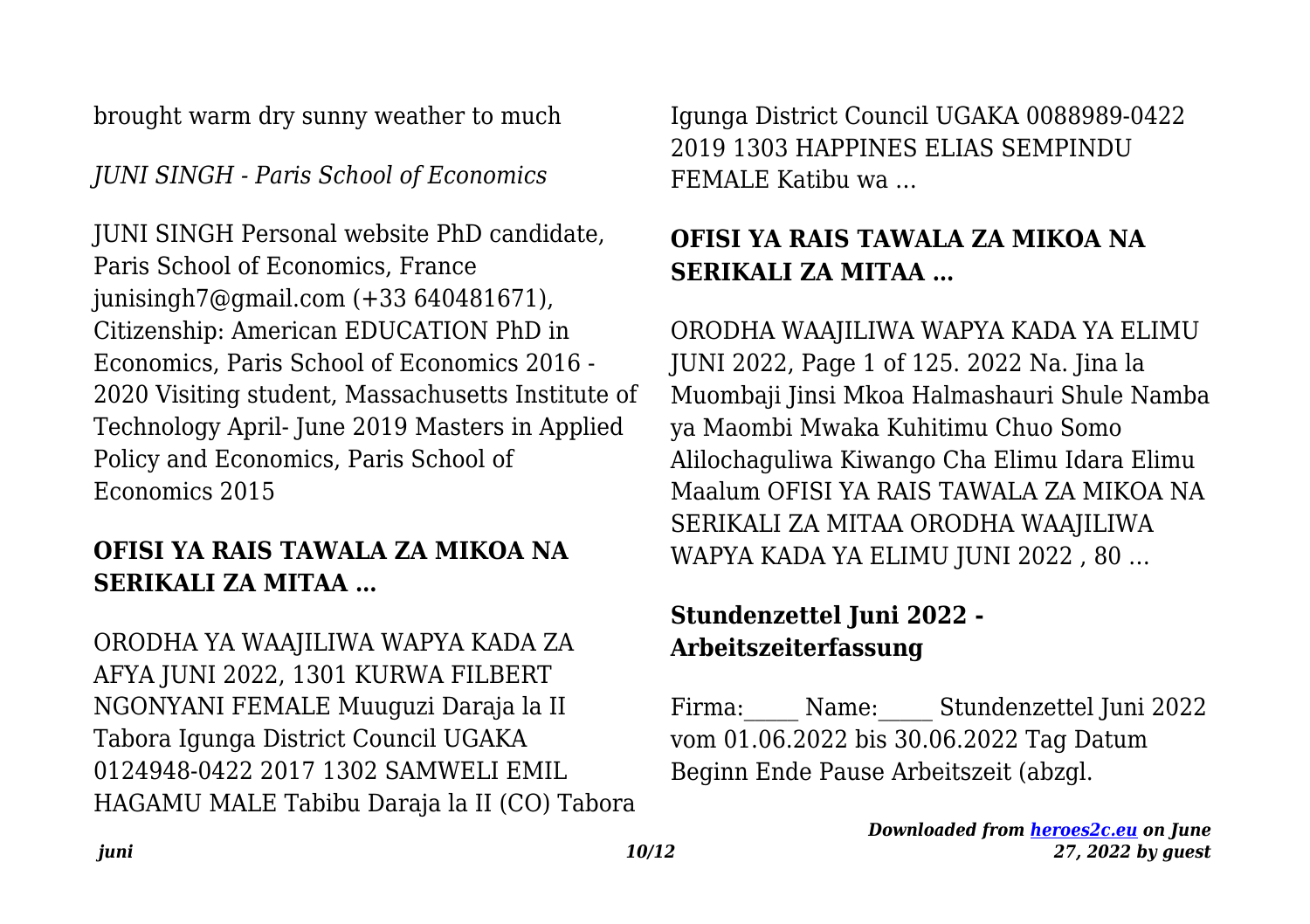brought warm dry sunny weather to much

*JUNI SINGH - Paris School of Economics*

JUNI SINGH Personal website PhD candidate, Paris School of Economics, France junisingh7@gmail.com (+33 640481671), Citizenship: American EDUCATION PhD in Economics, Paris School of Economics 2016 - 2020 Visiting student, Massachusetts Institute of Technology April- June 2019 Masters in Applied Policy and Economics, Paris School of Economics 2015

## OFISI YA RAIS TAWALA ZA MIKOA NA SERIKALI ZA MITAA …

ORODHA YA WAAJILIWA WAPYA KADA ZA AFYA JUNI 2022, 1301 KURWA FILBERT NGONYANI FEMALE Muuguzi Daraja la II Tabora Igunga District Council UGAKA 0124948-0422 2017 1302 SAMWELI EMIL HAGAMU MALE Tabibu Daraja la II (CO) Tabora Igunga District Council UGAKA 0088989-0422 2019 1303 HAPPINES ELIAS SEMPINDU FEMALE Katibu wa …

## OFISI YA RAIS TAWALA ZA MIKOA NA SERIKALI ZA MITAA …

ORODHA WAAJILIWA WAPYA KADA YA ELIMU JUNI 2022, Page 1 of 125. 2022 Na. Jina la Muombaji Jinsi Mkoa Halmashauri Shule Namba ya Maombi Mwaka Kuhitimu Chuo Somo Alilochaguliwa Kiwango Cha Elimu Idara Elimu Maalum OFISI YA RAIS TAWALA ZA MIKOA NA SERIKALI ZA MITAA ORODHA WAAJILIWA WAPYA KADA YA ELIMU JUNI 2022 , 80 …

## Stundenzettel Juni 2022 - Arbeitszeiterfassung

Firma:_____ Name:_____ Stundenzettel Juni 2022 vom 01.06.2022 bis 30.06.2022 Tag Datum Beginn Ende Pause Arbeitszeit (abzgl.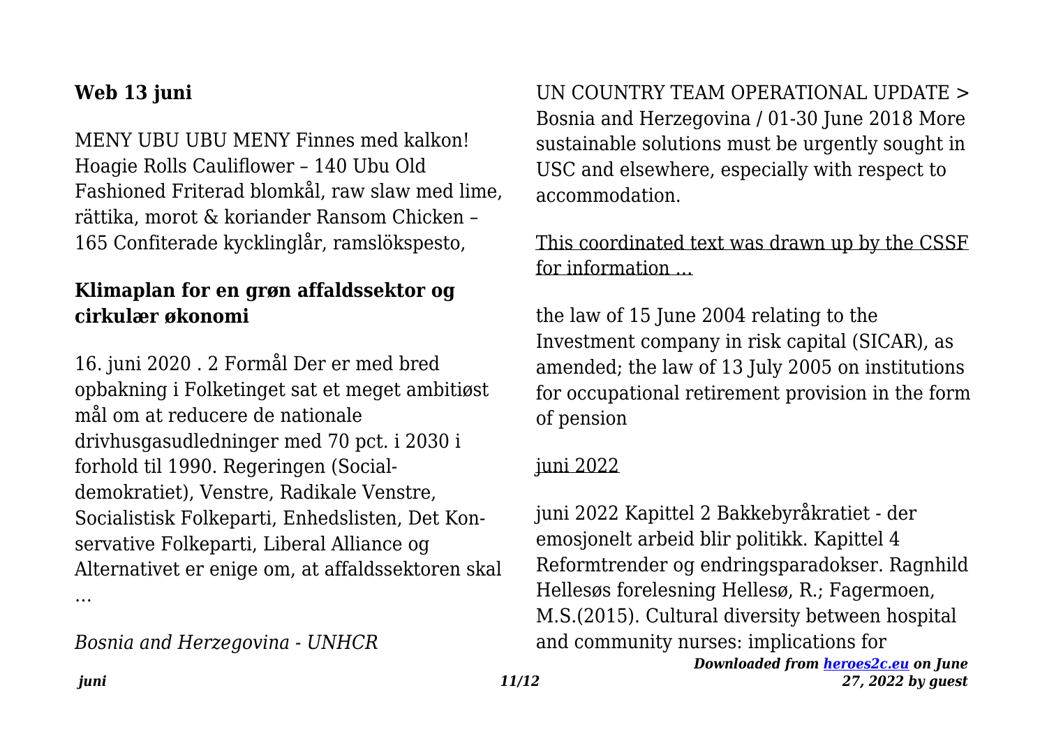### **Web 13 juni**

MENY UBU UBU MENY Finnes med kalkon! Hoagie Rolls Cauliflower – 140 Ubu Old Fashioned Friterad blomkål, raw slaw med lime, rättika, morot & koriander Ransom Chicken – 165 Confiterade kycklinglår, ramslökspesto,

### **Klimaplan for en grøn affaldssektor og cirkulær økonomi**

16. juni 2020 . 2 Formål Der er med bred opbakning i Folketinget sat et meget ambitiøst mål om at reducere de nationale drivhusgasudledninger med 70 pct. i 2030 i forhold til 1990. Regeringen (Socialdemokratiet), Venstre, Radikale Venstre, Socialistisk Folkeparti, Enhedslisten, Det Konservative Folkeparti, Liberal Alliance og Alternativet er enige om, at affaldssektoren skal …

*Bosnia and Herzegovina - UNHCR*

UN COUNTRY TEAM OPERATIONAL UPDATE > Bosnia and Herzegovina / 01-30 June 2018 More sustainable solutions must be urgently sought in USC and elsewhere, especially with respect to accommodation.

This coordinated text was drawn up by the CSSF for information …

the law of 15 June 2004 relating to the Investment company in risk capital (SICAR), as amended; the law of 13 July 2005 on institutions for occupational retirement provision in the form of pension

juni 2022

juni 2022 Kapittel 2 Bakkebyråkratiet - der emosjonelt arbeid blir politikk. Kapittel 4 Reformtrender og endringsparadokser. Ragnhild Hellesøs forelesning Hellesø, R.; Fagermoen, M.S.(2015). Cultural diversity between hospital and community nurses: implications for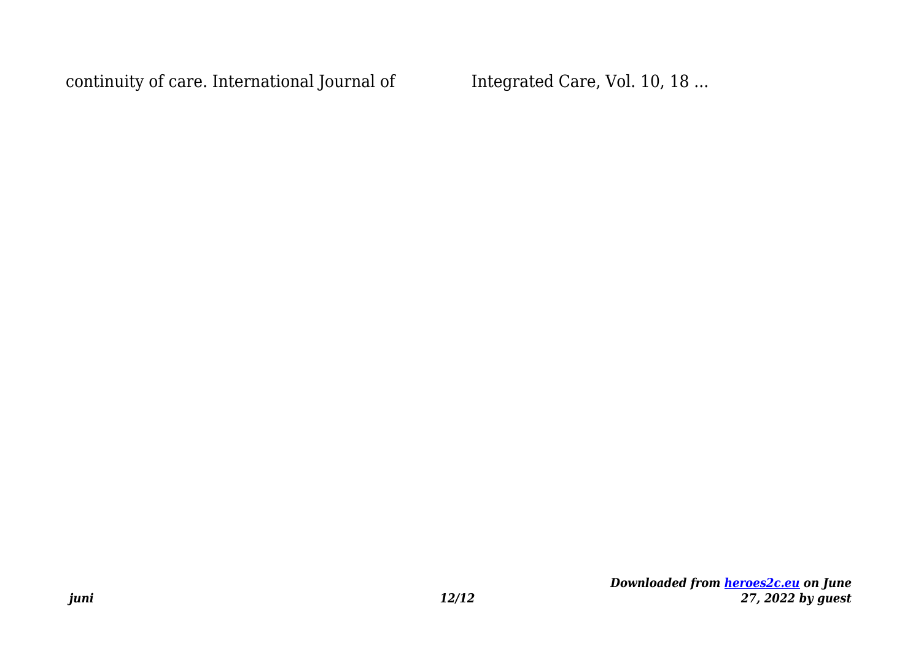continuity of care. International Journal of Integrated Care, Vol. 10, 18 ...